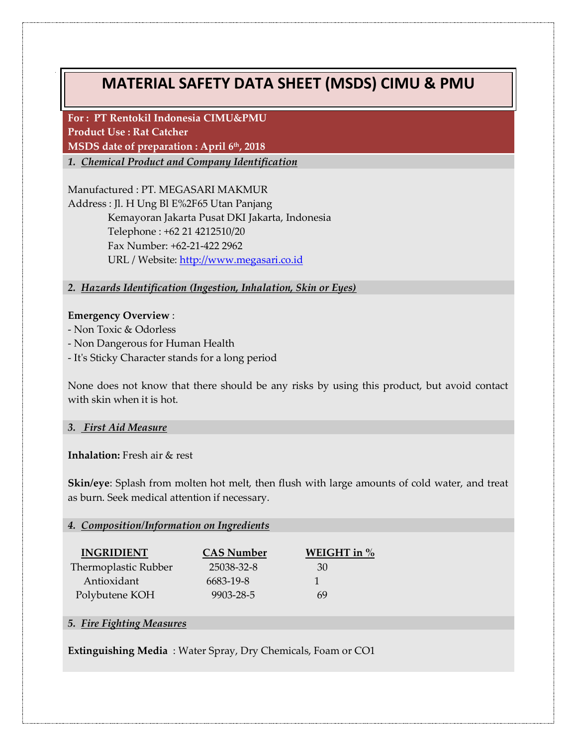# MATERIAL SAFETY DATA SHEET (MSDS) CIMU & PMU

**For : PT Rentokil Indonesia CIMU&PMU**
**Product Use : Rat Catcher**
**MSDS date of preparation : April 6th, 2018**

## 1. *Chemical Product and Company Identification*

Manufactured : PT. MEGASARI MAKMUR
Address : Jl. H Ung Bl E%2F65 Utan Panjang
Kemayoran Jakarta Pusat DKI Jakarta, Indonesia
Telephone : +62 21 4212510/20
Fax Number: +62-21-422 2962
URL / Website: [http://www.megasari.co.id](http://www.megasari.co.id)

## 2. *Hazards Identification (Ingestion, Inhalation, Skin or Eyes)*

**Emergency Overview** :
- Non Toxic & Odorless
- Non Dangerous for Human Health
- It's Sticky Character stands for a long period

None does not know that there should be any risks by using this product, but avoid contact with skin when it is hot.

## 3. *First Aid Measure*

**Inhalation:** Fresh air & rest

**Skin/eye**: Splash from molten hot melt, then flush with large amounts of cold water, and treat as burn. Seek medical attention if necessary.

## 4. *Composition/Information on Ingredients*

| INGRIDIENT | CAS Number | WEIGHT in % |
|---|---|---|
| Thermoplastic Rubber | 25038-32-8 | 30 |
| Antioxidant | 6683-19-8 | 1 |
| Polybutene KOH | 9903-28-5 | 69 |

## 5. *Fire Fighting Measures*

**Extinguishing Media** : Water Spray, Dry Chemicals, Foam or CO1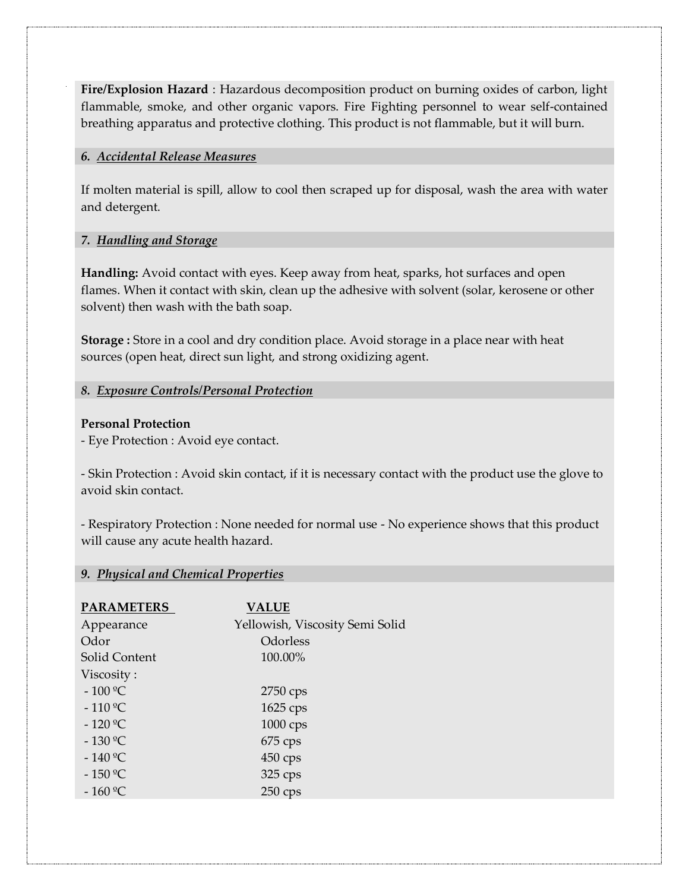**Fire/Explosion Hazard** : Hazardous decomposition product on burning oxides of carbon, light flammable, smoke, and other organic vapors. Fire Fighting personnel to wear self-contained breathing apparatus and protective clothing. This product is not flammable, but it will burn.

## 6. *Accidental Release Measures*

If molten material is spill, allow to cool then scraped up for disposal, wash the area with water and detergent.

## 7. *Handling and Storage*

**Handling:** Avoid contact with eyes. Keep away from heat, sparks, hot surfaces and open flames. When it contact with skin, clean up the adhesive with solvent (solar, kerosene or other solvent) then wash with the bath soap.

**Storage :** Store in a cool and dry condition place. Avoid storage in a place near with heat sources (open heat, direct sun light, and strong oxidizing agent.

## 8. *Exposure Controls/Personal Protection*

**Personal Protection**

- Eye Protection : Avoid eye contact.

- Skin Protection : Avoid skin contact, if it is necessary contact with the product use the glove to avoid skin contact.

- Respiratory Protection : None needed for normal use - No experience shows that this product will cause any acute health hazard.

## 9. *Physical and Chemical Properties*

| PARAMETERS | VALUE |
|---|---|
| Appearance | Yellowish, Viscosity Semi Solid |
| Odor | Odorless |
| Solid Content | 100.00% |
| Viscosity : | |
| - 100 ºC | 2750 cps |
| - 110 ºC | 1625 cps |
| - 120 ºC | 1000 cps |
| - 130 ºC | 675 cps |
| - 140 ºC | 450 cps |
| - 150 ºC | 325 cps |
| - 160 ºC | 250 cps |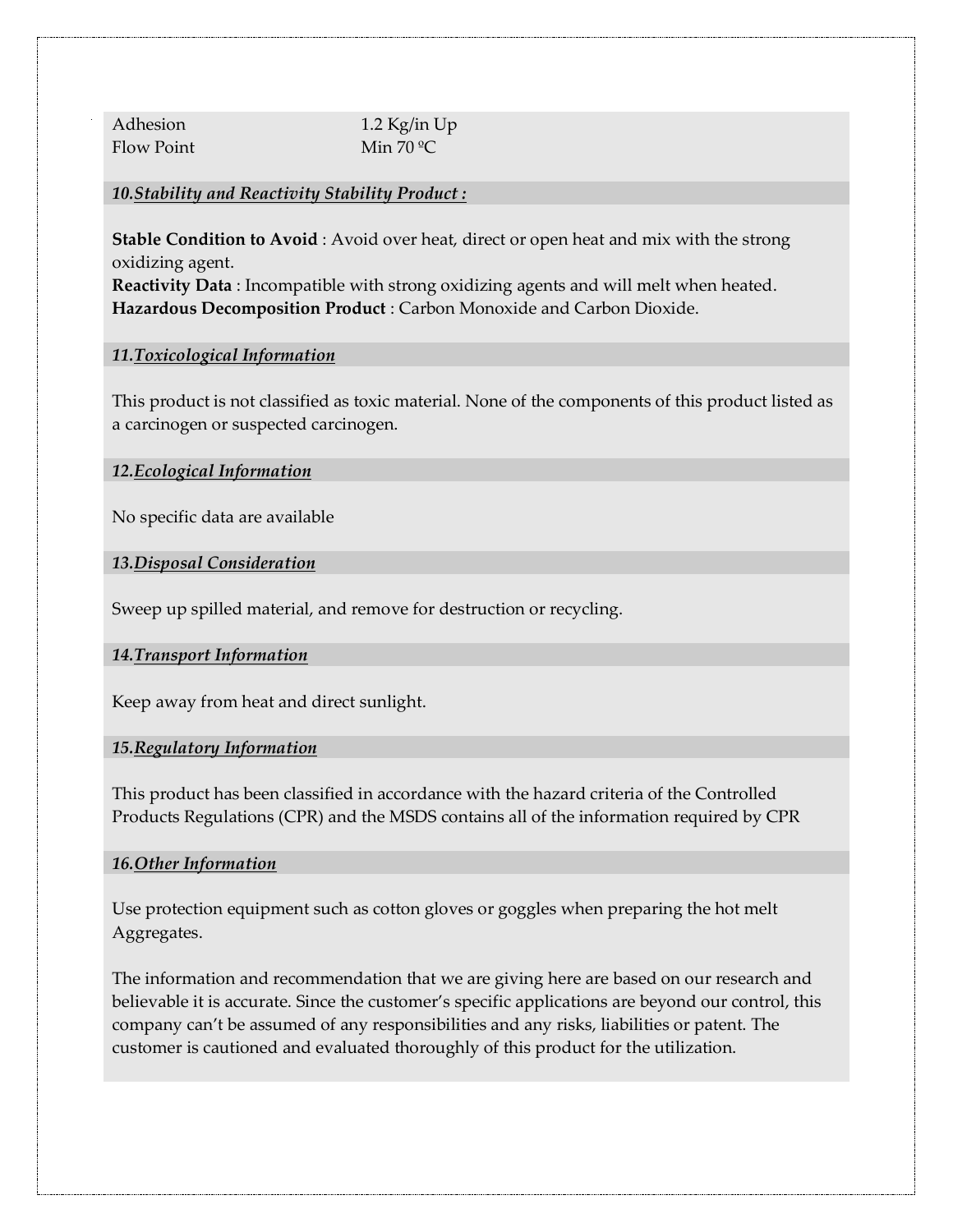| | |
|---|---|
| Adhesion | 1.2 Kg/in Up |
| Flow Point | Min 70 ºC |

### 10.*Stability and Reactivity Stability Product :*

**Stable Condition to Avoid** : Avoid over heat, direct or open heat and mix with the strong oxidizing agent.
**Reactivity Data** : Incompatible with strong oxidizing agents and will melt when heated.
**Hazardous Decomposition Product** : Carbon Monoxide and Carbon Dioxide.

### 11.*Toxicological Information*

This product is not classified as toxic material. None of the components of this product listed as a carcinogen or suspected carcinogen.

### 12.*Ecological Information*

No specific data are available

### 13.*Disposal Consideration*

Sweep up spilled material, and remove for destruction or recycling.

### 14.*Transport Information*

Keep away from heat and direct sunlight.

### 15.*Regulatory Information*

This product has been classified in accordance with the hazard criteria of the Controlled Products Regulations (CPR) and the MSDS contains all of the information required by CPR

### 16.*Other Information*

Use protection equipment such as cotton gloves or goggles when preparing the hot melt Aggregates.

The information and recommendation that we are giving here are based on our research and believable it is accurate. Since the customer's specific applications are beyond our control, this company can't be assumed of any responsibilities and any risks, liabilities or patent. The customer is cautioned and evaluated thoroughly of this product for the utilization.